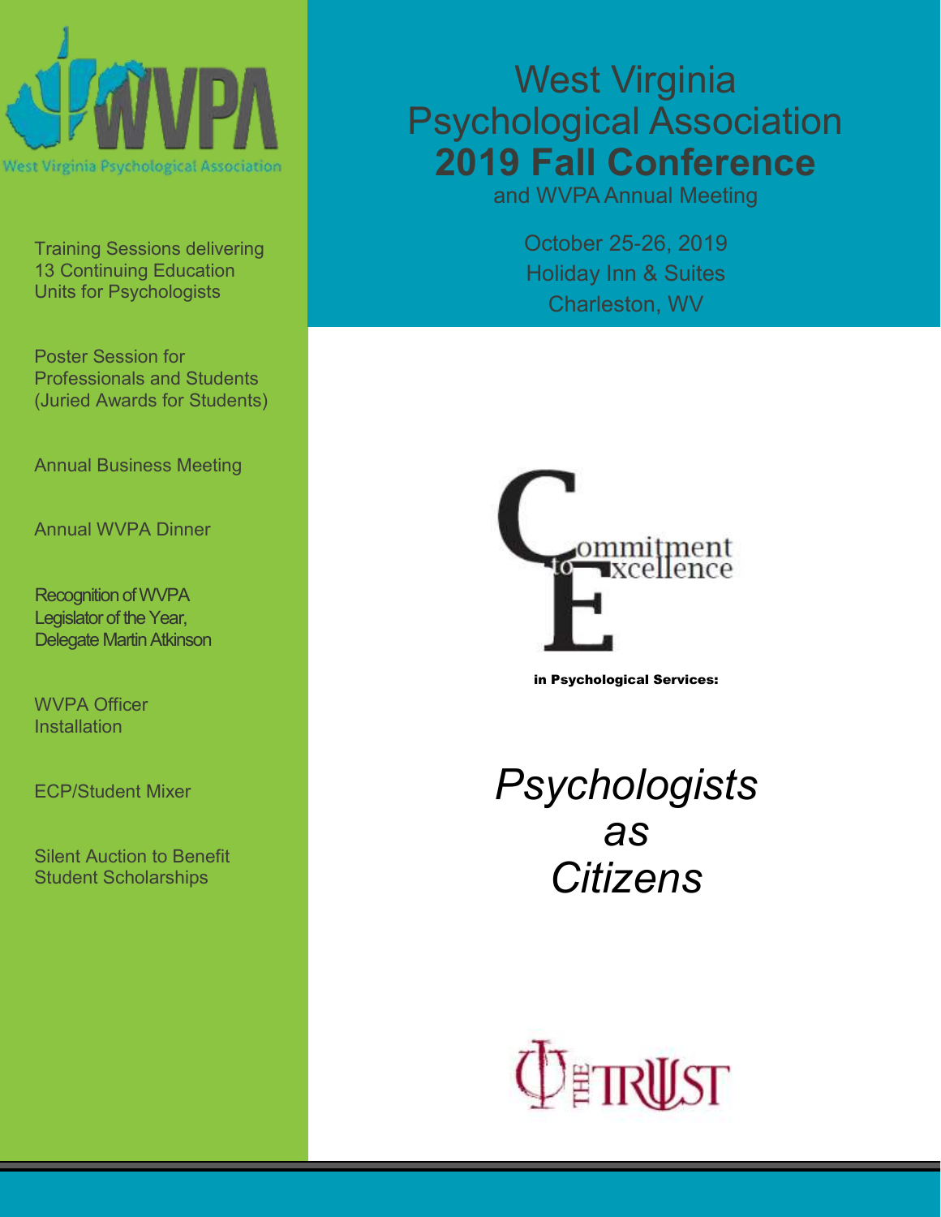West Virginia Psychological Association

# West Virginia Psychological Association 2019 Fall Conference

and WVPA Annual Meeting

October 25-26, 2019
Holiday Inn & Suites
Charleston, WV

Training Sessions delivering 13 Continuing Education Units for Psychologists

Poster Session for Professionals and Students (Juried Awards for Students)

Annual Business Meeting

Annual WVPA Dinner

Recognition of WVPA Legislator of the Year, Delegate Martin Atkinson

WVPA Officer Installation

ECP/Student Mixer

Silent Auction to Benefit Student Scholarships

Commitment to Excellence

in Psychological Services:

## *Psychologists as Citizens*

THE TRUST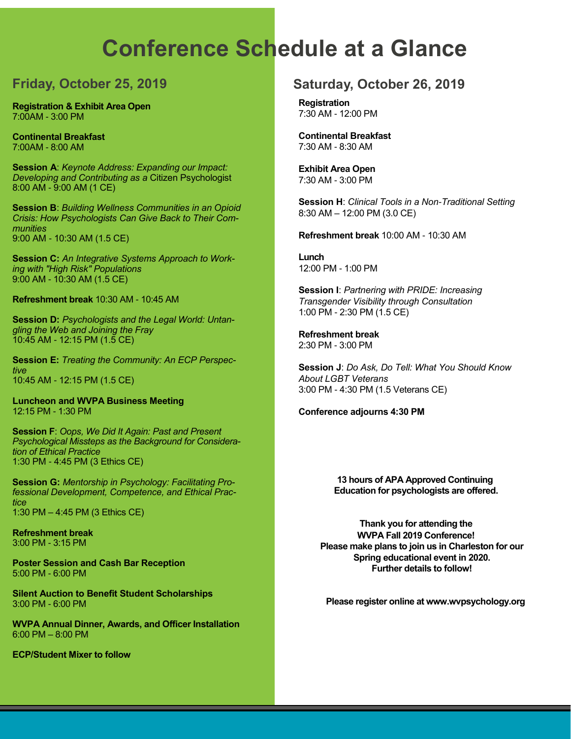# Conference Schedule at a Glance

## Friday, October 25, 2019

**Registration & Exhibit Area Open**
7:00AM - 3:00 PM

**Continental Breakfast**
7:00AM - 8:00 AM

**Session A**: *Keynote Address: Expanding our Impact: Developing and Contributing as a* Citizen Psychologist
8:00 AM - 9:00 AM (1 CE)

**Session B**: *Building Wellness Communities in an Opioid Crisis: How Psychologists Can Give Back to Their Communities*
9:00 AM - 10:30 AM (1.5 CE)

**Session C:** *An Integrative Systems Approach to Working with "High Risk" Populations*
9:00 AM - 10:30 AM (1.5 CE)

**Refreshment break** 10:30 AM - 10:45 AM

**Session D:** *Psychologists and the Legal World: Untangling the Web and Joining the Fray*
10:45 AM - 12:15 PM (1.5 CE)

**Session E:** *Treating the Community: An ECP Perspective*
10:45 AM - 12:15 PM (1.5 CE)

**Luncheon and WVPA Business Meeting**
12:15 PM - 1:30 PM

**Session F**: *Oops, We Did It Again: Past and Present Psychological Missteps as the Background for Consideration of Ethical Practice*
1:30 PM - 4:45 PM (3 Ethics CE)

**Session G:** *Mentorship in Psychology: Facilitating Professional Development, Competence, and Ethical Practice*
1:30 PM – 4:45 PM (3 Ethics CE)

**Refreshment break**
3:00 PM - 3:15 PM

**Poster Session and Cash Bar Reception**
5:00 PM - 6:00 PM

**Silent Auction to Benefit Student Scholarships**
3:00 PM - 6:00 PM

**WVPA Annual Dinner, Awards, and Officer Installation**
6:00 PM – 8:00 PM

**ECP/Student Mixer to follow**

## Saturday, October 26, 2019

**Registration**
7:30 AM - 12:00 PM

**Continental Breakfast**
7:30 AM - 8:30 AM

**Exhibit Area Open**
7:30 AM - 3:00 PM

**Session H**: *Clinical Tools in a Non-Traditional Setting*
8:30 AM – 12:00 PM (3.0 CE)

**Refreshment break** 10:00 AM - 10:30 AM

**Lunch**
12:00 PM - 1:00 PM

**Session I**: *Partnering with PRIDE: Increasing Transgender Visibility through Consultation*
1:00 PM - 2:30 PM (1.5 CE)

**Refreshment break**
2:30 PM - 3:00 PM

**Session J**: *Do Ask, Do Tell: What You Should Know About LGBT Veterans*
3:00 PM - 4:30 PM (1.5 Veterans CE)

**Conference adjourns 4:30 PM**

**13 hours of APA Approved Continuing Education for psychologists are offered.**

**Thank you for attending the WVPA Fall 2019 Conference! Please make plans to join us in Charleston for our Spring educational event in 2020. Further details to follow!**

**Please register online at www.wvpsychology.org**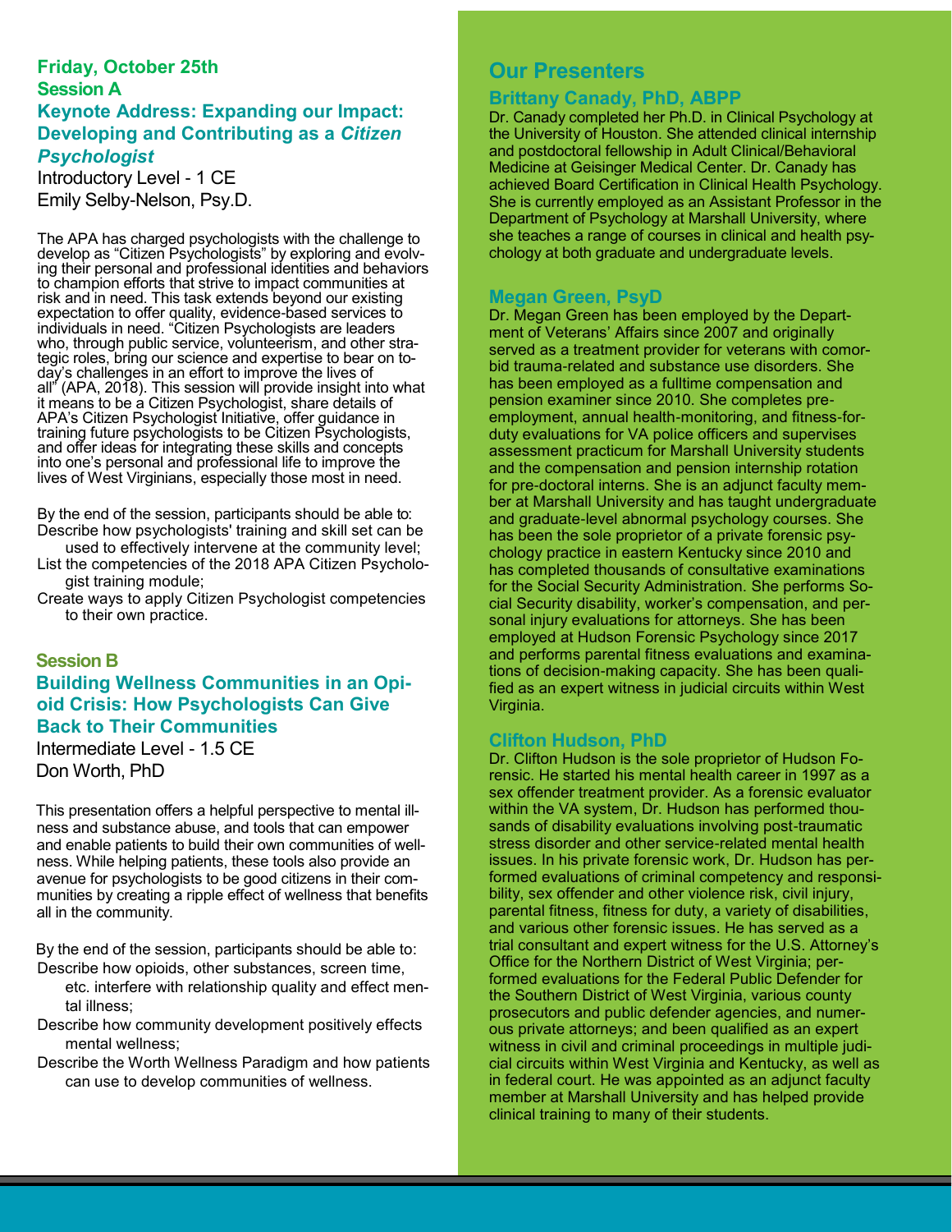## Friday, October 25th

### Session A

### Keynote Address: Expanding our Impact: Developing and Contributing as a *Citizen Psychologist*

Introductory Level - 1 CE

Emily Selby-Nelson, Psy.D.

The APA has charged psychologists with the challenge to develop as "Citizen Psychologists" by exploring and evolving their personal and professional identities and behaviors to champion efforts that strive to impact communities at risk and in need. This task extends beyond our existing expectation to offer quality, evidence-based services to individuals in need. "Citizen Psychologists are leaders who, through public service, volunteerism, and other strategic roles, bring our science and expertise to bear on today's challenges in an effort to improve the lives of all" (APA, 2018). This session will provide insight into what it means to be a Citizen Psychologist, share details of APA's Citizen Psychologist Initiative, offer guidance in training future psychologists to be Citizen Psychologists, and offer ideas for integrating these skills and concepts into one's personal and professional life to improve the lives of West Virginians, especially those most in need.

By the end of the session, participants should be able to:

- Describe how psychologists' training and skill set can be used to effectively intervene at the community level;
- List the competencies of the 2018 APA Citizen Psychologist training module;
- Create ways to apply Citizen Psychologist competencies to their own practice.

### Session B

### Building Wellness Communities in an Opioid Crisis: How Psychologists Can Give Back to Their Communities

Intermediate Level - 1.5 CE

Don Worth, PhD

This presentation offers a helpful perspective to mental illness and substance abuse, and tools that can empower and enable patients to build their own communities of wellness. While helping patients, these tools also provide an avenue for psychologists to be good citizens in their communities by creating a ripple effect of wellness that benefits all in the community.

By the end of the session, participants should be able to:

- Describe how opioids, other substances, screen time, etc. interfere with relationship quality and effect mental illness;
- Describe how community development positively effects mental wellness;
- Describe the Worth Wellness Paradigm and how patients can use to develop communities of wellness.

## Our Presenters

### Brittany Canady, PhD, ABPP

Dr. Canady completed her Ph.D. in Clinical Psychology at the University of Houston. She attended clinical internship and postdoctoral fellowship in Adult Clinical/Behavioral Medicine at Geisinger Medical Center. Dr. Canady has achieved Board Certification in Clinical Health Psychology. She is currently employed as an Assistant Professor in the Department of Psychology at Marshall University, where she teaches a range of courses in clinical and health psychology at both graduate and undergraduate levels.

### Megan Green, PsyD

Dr. Megan Green has been employed by the Department of Veterans' Affairs since 2007 and originally served as a treatment provider for veterans with comorbid trauma-related and substance use disorders. She has been employed as a fulltime compensation and pension examiner since 2010. She completes pre-employment, annual health-monitoring, and fitness-for-duty evaluations for VA police officers and supervises assessment practicum for Marshall University students and the compensation and pension internship rotation for pre-doctoral interns. She is an adjunct faculty member at Marshall University and has taught undergraduate and graduate-level abnormal psychology courses. She has been the sole proprietor of a private forensic psychology practice in eastern Kentucky since 2010 and has completed thousands of consultative examinations for the Social Security Administration. She performs Social Security disability, worker's compensation, and personal injury evaluations for attorneys. She has been employed at Hudson Forensic Psychology since 2017 and performs parental fitness evaluations and examinations of decision-making capacity. She has been qualified as an expert witness in judicial circuits within West Virginia.

### Clifton Hudson, PhD

Dr. Clifton Hudson is the sole proprietor of Hudson Forensic. He started his mental health career in 1997 as a sex offender treatment provider. As a forensic evaluator within the VA system, Dr. Hudson has performed thousands of disability evaluations involving post-traumatic stress disorder and other service-related mental health issues. In his private forensic work, Dr. Hudson has performed evaluations of criminal competency and responsibility, sex offender and other violence risk, civil injury, parental fitness, fitness for duty, a variety of disabilities, and various other forensic issues. He has served as a trial consultant and expert witness for the U.S. Attorney's Office for the Northern District of West Virginia; performed evaluations for the Federal Public Defender for the Southern District of West Virginia, various county prosecutors and public defender agencies, and numerous private attorneys; and been qualified as an expert witness in civil and criminal proceedings in multiple judicial circuits within West Virginia and Kentucky, as well as in federal court. He was appointed as an adjunct faculty member at Marshall University and has helped provide clinical training to many of their students.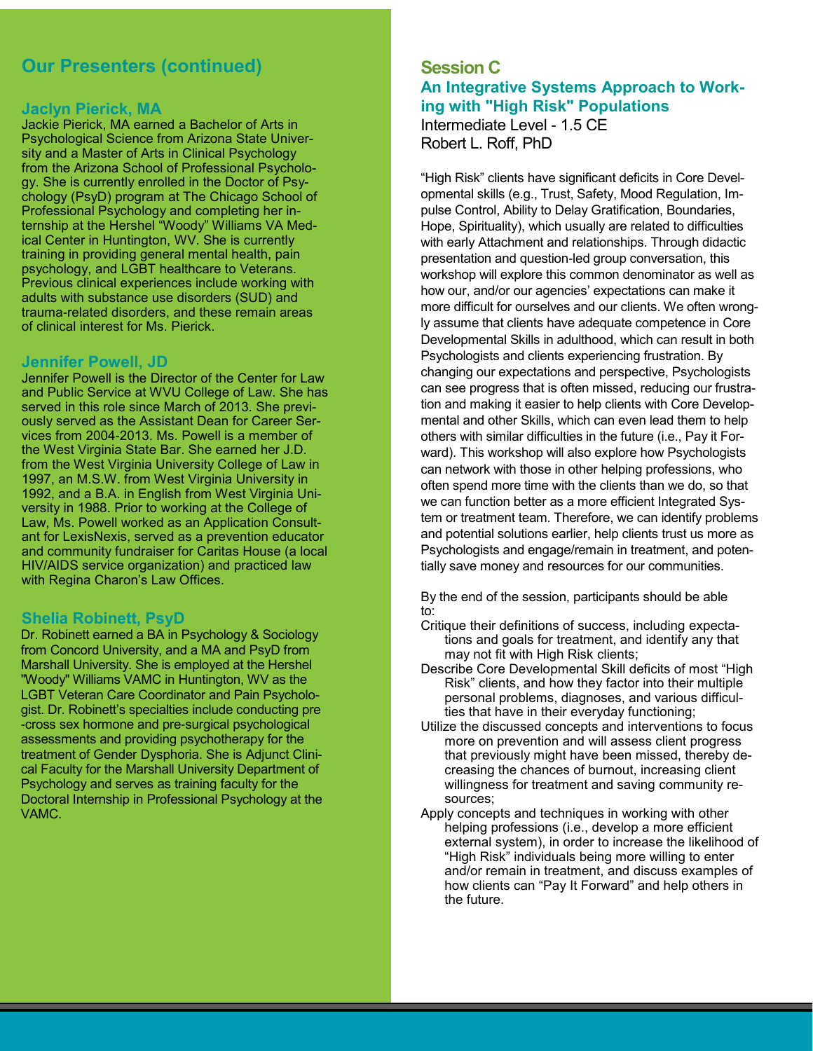## Our Presenters (continued)

### Jaclyn Pierick, MA

Jackie Pierick, MA earned a Bachelor of Arts in Psychological Science from Arizona State University and a Master of Arts in Clinical Psychology from the Arizona School of Professional Psychology. She is currently enrolled in the Doctor of Psychology (PsyD) program at The Chicago School of Professional Psychology and completing her internship at the Hershel "Woody" Williams VA Medical Center in Huntington, WV. She is currently training in providing general mental health, pain psychology, and LGBT healthcare to Veterans. Previous clinical experiences include working with adults with substance use disorders (SUD) and trauma-related disorders, and these remain areas of clinical interest for Ms. Pierick.

### Jennifer Powell, JD

Jennifer Powell is the Director of the Center for Law and Public Service at WVU College of Law. She has served in this role since March of 2013. She previously served as the Assistant Dean for Career Services from 2004-2013. Ms. Powell is a member of the West Virginia State Bar. She earned her J.D. from the West Virginia University College of Law in 1997, an M.S.W. from West Virginia University in 1992, and a B.A. in English from West Virginia University in 1988. Prior to working at the College of Law, Ms. Powell worked as an Application Consultant for LexisNexis, served as a prevention educator and community fundraiser for Caritas House (a local HIV/AIDS service organization) and practiced law with Regina Charon's Law Offices.

### Shelia Robinett, PsyD

Dr. Robinett earned a BA in Psychology & Sociology from Concord University, and a MA and PsyD from Marshall University. She is employed at the Hershel "Woody" Williams VAMC in Huntington, WV as the LGBT Veteran Care Coordinator and Pain Psychologist. Dr. Robinett's specialties include conducting pre-cross sex hormone and pre-surgical psychological assessments and providing psychotherapy for the treatment of Gender Dysphoria. She is Adjunct Clinical Faculty for the Marshall University Department of Psychology and serves as training faculty for the Doctoral Internship in Professional Psychology at the VAMC.

## Session C

### An Integrative Systems Approach to Working with "High Risk" Populations

Intermediate Level - 1.5 CE
Robert L. Roff, PhD

"High Risk" clients have significant deficits in Core Developmental skills (e.g., Trust, Safety, Mood Regulation, Impulse Control, Ability to Delay Gratification, Boundaries, Hope, Spirituality), which usually are related to difficulties with early Attachment and relationships. Through didactic presentation and question-led group conversation, this workshop will explore this common denominator as well as how our, and/or our agencies' expectations can make it more difficult for ourselves and our clients. We often wrongly assume that clients have adequate competence in Core Developmental Skills in adulthood, which can result in both Psychologists and clients experiencing frustration. By changing our expectations and perspective, Psychologists can see progress that is often missed, reducing our frustration and making it easier to help clients with Core Developmental and other Skills, which can even lead them to help others with similar difficulties in the future (i.e., Pay it Forward). This workshop will also explore how Psychologists can network with those in other helping professions, who often spend more time with the clients than we do, so that we can function better as a more efficient Integrated System or treatment team. Therefore, we can identify problems and potential solutions earlier, help clients trust us more as Psychologists and engage/remain in treatment, and potentially save money and resources for our communities.

By the end of the session, participants should be able to:

- Critique their definitions of success, including expectations and goals for treatment, and identify any that may not fit with High Risk clients;
- Describe Core Developmental Skill deficits of most "High Risk" clients, and how they factor into their multiple personal problems, diagnoses, and various difficulties that have in their everyday functioning;
- Utilize the discussed concepts and interventions to focus more on prevention and will assess client progress that previously might have been missed, thereby decreasing the chances of burnout, increasing client willingness for treatment and saving community resources;
- Apply concepts and techniques in working with other helping professions (i.e., develop a more efficient external system), in order to increase the likelihood of "High Risk" individuals being more willing to enter and/or remain in treatment, and discuss examples of how clients can "Pay It Forward" and help others in the future.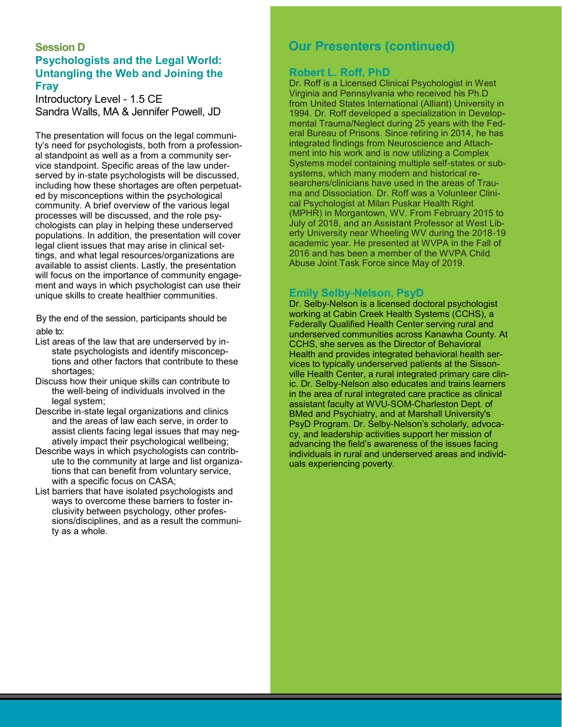### Session D

## Psychologists and the Legal World: Untangling the Web and Joining the Fray

Introductory Level - 1.5 CE
Sandra Walls, MA & Jennifer Powell, JD

The presentation will focus on the legal community's need for psychologists, both from a professional standpoint as well as a from a community service standpoint. Specific areas of the law underserved by in-state psychologists will be discussed, including how these shortages are often perpetuated by misconceptions within the psychological community. A brief overview of the various legal processes will be discussed, and the role psychologists can play in helping these underserved populations. In addition, the presentation will cover legal client issues that may arise in clinical settings, and what legal resources/organizations are available to assist clients. Lastly, the presentation will focus on the importance of community engagement and ways in which psychologist can use their unique skills to create healthier communities.

By the end of the session, participants should be able to:

- List areas of the law that are underserved by in-state psychologists and identify misconceptions and other factors that contribute to these shortages;
- Discuss how their unique skills can contribute to the well-being of individuals involved in the legal system;
- Describe in-state legal organizations and clinics and the areas of law each serve, in order to assist clients facing legal issues that may negatively impact their psychological wellbeing;
- Describe ways in which psychologists can contribute to the community at large and list organizations that can benefit from voluntary service, with a specific focus on CASA;
- List barriers that have isolated psychologists and ways to overcome these barriers to foster inclusivity between psychology, other professions/disciplines, and as a result the community as a whole.

## Our Presenters (continued)

### Robert L. Roff, PhD

Dr. Roff is a Licensed Clinical Psychologist in West Virginia and Pennsylvania who received his Ph.D from United States International (Alliant) University in 1994. Dr. Roff developed a specialization in Developmental Trauma/Neglect during 25 years with the Federal Bureau of Prisons. Since retiring in 2014, he has integrated findings from Neuroscience and Attachment into his work and is now utilizing a Complex Systems model containing multiple self-states or subsystems, which many modern and historical researchers/clinicians have used in the areas of Trauma and Dissociation. Dr. Roff was a Volunteer Clinical Psychologist at Milan Puskar Health Right (MPHR) in Morgantown, WV. From February 2015 to July of 2018, and an Assistant Professor at West Liberty University near Wheeling WV during the 2018-19 academic year. He presented at WVPA in the Fall of 2016 and has been a member of the WVPA Child Abuse Joint Task Force since May of 2019.

### Emily Selby-Nelson, PsyD

Dr. Selby-Nelson is a licensed doctoral psychologist working at Cabin Creek Health Systems (CCHS), a Federally Qualified Health Center serving rural and underserved communities across Kanawha County. At CCHS, she serves as the Director of Behavioral Health and provides integrated behavioral health services to typically underserved patients at the Sissonville Health Center, a rural integrated primary care clinic. Dr. Selby-Nelson also educates and trains learners in the area of rural integrated care practice as clinical assistant faculty at WVU-SOM-Charleston Dept. of BMed and Psychiatry, and at Marshall University's PsyD Program. Dr. Selby-Nelson's scholarly, advocacy, and leadership activities support her mission of advancing the field's awareness of the issues facing individuals in rural and underserved areas and individuals experiencing poverty.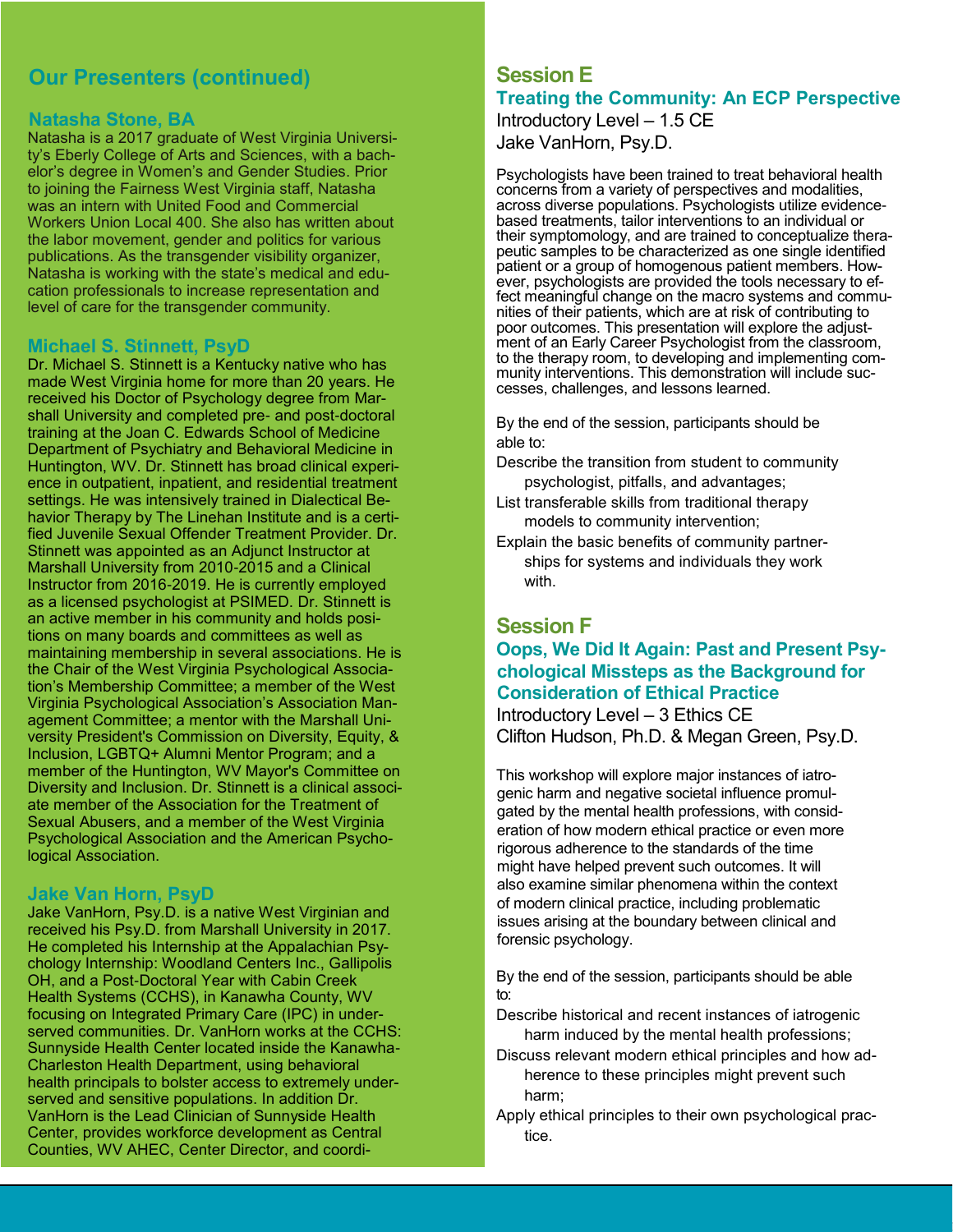## Our Presenters (continued)

### Natasha Stone, BA

Natasha is a 2017 graduate of West Virginia University's Eberly College of Arts and Sciences, with a bachelor's degree in Women's and Gender Studies. Prior to joining the Fairness West Virginia staff, Natasha was an intern with United Food and Commercial Workers Union Local 400. She also has written about the labor movement, gender and politics for various publications. As the transgender visibility organizer, Natasha is working with the state's medical and education professionals to increase representation and level of care for the transgender community.

### Michael S. Stinnett, PsyD

Dr. Michael S. Stinnett is a Kentucky native who has made West Virginia home for more than 20 years. He received his Doctor of Psychology degree from Marshall University and completed pre- and post-doctoral training at the Joan C. Edwards School of Medicine Department of Psychiatry and Behavioral Medicine in Huntington, WV. Dr. Stinnett has broad clinical experience in outpatient, inpatient, and residential treatment settings. He was intensively trained in Dialectical Behavior Therapy by The Linehan Institute and is a certified Juvenile Sexual Offender Treatment Provider. Dr. Stinnett was appointed as an Adjunct Instructor at Marshall University from 2010-2015 and a Clinical Instructor from 2016-2019. He is currently employed as a licensed psychologist at PSIMED. Dr. Stinnett is an active member in his community and holds positions on many boards and committees as well as maintaining membership in several associations. He is the Chair of the West Virginia Psychological Association's Membership Committee; a member of the West Virginia Psychological Association's Association Management Committee; a mentor with the Marshall University President's Commission on Diversity, Equity, & Inclusion, LGBTQ+ Alumni Mentor Program; and a member of the Huntington, WV Mayor's Committee on Diversity and Inclusion. Dr. Stinnett is a clinical associate member of the Association for the Treatment of Sexual Abusers, and a member of the West Virginia Psychological Association and the American Psychological Association.

### Jake Van Horn, PsyD

Jake VanHorn, Psy.D. is a native West Virginian and received his Psy.D. from Marshall University in 2017. He completed his Internship at the Appalachian Psychology Internship: Woodland Centers Inc., Gallipolis OH, and a Post-Doctoral Year with Cabin Creek Health Systems (CCHS), in Kanawha County, WV focusing on Integrated Primary Care (IPC) in underserved communities. Dr. VanHorn works at the CCHS: Sunnyside Health Center located inside the Kanawha-Charleston Health Department, using behavioral health principals to bolster access to extremely underserved and sensitive populations. In addition Dr. VanHorn is the Lead Clinician of Sunnyside Health Center, provides workforce development as Central Counties, WV AHEC, Center Director, and coordi-

## Session E

### Treating the Community: An ECP Perspective

Introductory Level – 1.5 CE
Jake VanHorn, Psy.D.

Psychologists have been trained to treat behavioral health concerns from a variety of perspectives and modalities, across diverse populations. Psychologists utilize evidence-based treatments, tailor interventions to an individual or their symptomology, and are trained to conceptualize therapeutic samples to be characterized as one single identified patient or a group of homogenous patient members. However, psychologists are provided the tools necessary to effect meaningful change on the macro systems and communities of their patients, which are at risk of contributing to poor outcomes. This presentation will explore the adjustment of an Early Career Psychologist from the classroom, to the therapy room, to developing and implementing community interventions. This demonstration will include successes, challenges, and lessons learned.

By the end of the session, participants should be able to:

Describe the transition from student to community psychologist, pitfalls, and advantages;

List transferable skills from traditional therapy models to community intervention;

Explain the basic benefits of community partnerships for systems and individuals they work with.

## Session F

### Oops, We Did It Again: Past and Present Psychological Missteps as the Background for Consideration of Ethical Practice

Introductory Level – 3 Ethics CE
Clifton Hudson, Ph.D. & Megan Green, Psy.D.

This workshop will explore major instances of iatrogenic harm and negative societal influence promulgated by the mental health professions, with consideration of how modern ethical practice or even more rigorous adherence to the standards of the time might have helped prevent such outcomes. It will also examine similar phenomena within the context of modern clinical practice, including problematic issues arising at the boundary between clinical and forensic psychology.

By the end of the session, participants should be able to:

Describe historical and recent instances of iatrogenic harm induced by the mental health professions;

Discuss relevant modern ethical principles and how adherence to these principles might prevent such harm;

Apply ethical principles to their own psychological practice.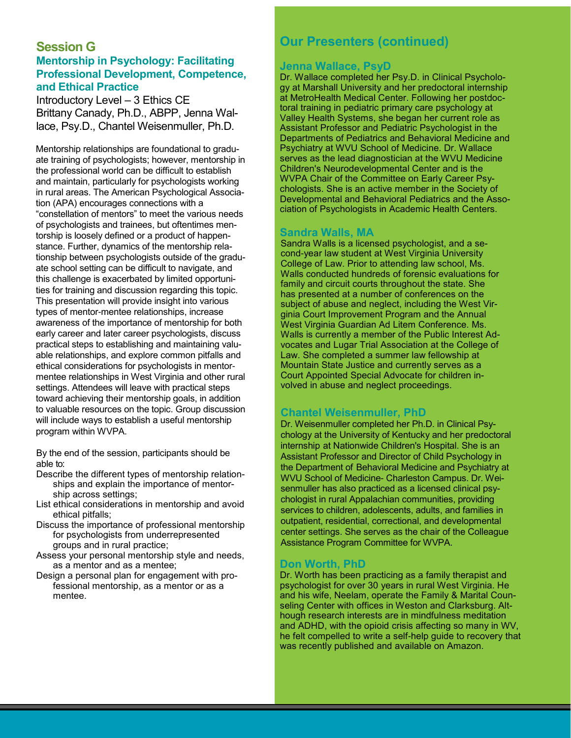## Session G

### Mentorship in Psychology: Facilitating Professional Development, Competence, and Ethical Practice

Introductory Level – 3 Ethics CE
Brittany Canady, Ph.D., ABPP, Jenna Wallace, Psy.D., Chantel Weisenmuller, Ph.D.

Mentorship relationships are foundational to graduate training of psychologists; however, mentorship in the professional world can be difficult to establish and maintain, particularly for psychologists working in rural areas. The American Psychological Association (APA) encourages connections with a "constellation of mentors" to meet the various needs of psychologists and trainees, but oftentimes mentorship is loosely defined or a product of happenstance. Further, dynamics of the mentorship relationship between psychologists outside of the graduate school setting can be difficult to navigate, and this challenge is exacerbated by limited opportunities for training and discussion regarding this topic. This presentation will provide insight into various types of mentor-mentee relationships, increase awareness of the importance of mentorship for both early career and later career psychologists, discuss practical steps to establishing and maintaining valuable relationships, and explore common pitfalls and ethical considerations for psychologists in mentor-mentee relationships in West Virginia and other rural settings. Attendees will leave with practical steps toward achieving their mentorship goals, in addition to valuable resources on the topic. Group discussion will include ways to establish a useful mentorship program within WVPA.

By the end of the session, participants should be able to:

- Describe the different types of mentorship relationships and explain the importance of mentorship across settings;
- List ethical considerations in mentorship and avoid ethical pitfalls;
- Discuss the importance of professional mentorship for psychologists from underrepresented groups and in rural practice;
- Assess your personal mentorship style and needs, as a mentor and as a mentee;
- Design a personal plan for engagement with professional mentorship, as a mentor or as a mentee.

## Our Presenters (continued)

### Jenna Wallace, PsyD

Dr. Wallace completed her Psy.D. in Clinical Psychology at Marshall University and her predoctoral internship at MetroHealth Medical Center. Following her postdoctoral training in pediatric primary care psychology at Valley Health Systems, she began her current role as Assistant Professor and Pediatric Psychologist in the Departments of Pediatrics and Behavioral Medicine and Psychiatry at WVU School of Medicine. Dr. Wallace serves as the lead diagnostician at the WVU Medicine Children's Neurodevelopmental Center and is the WVPA Chair of the Committee on Early Career Psychologists. She is an active member in the Society of Developmental and Behavioral Pediatrics and the Association of Psychologists in Academic Health Centers.

### Sandra Walls, MA

Sandra Walls is a licensed psychologist, and a second-year law student at West Virginia University College of Law. Prior to attending law school, Ms. Walls conducted hundreds of forensic evaluations for family and circuit courts throughout the state. She has presented at a number of conferences on the subject of abuse and neglect, including the West Virginia Court Improvement Program and the Annual West Virginia Guardian Ad Litem Conference. Ms. Walls is currently a member of the Public Interest Advocates and Lugar Trial Association at the College of Law. She completed a summer law fellowship at Mountain State Justice and currently serves as a Court Appointed Special Advocate for children involved in abuse and neglect proceedings.

### Chantel Weisenmuller, PhD

Dr. Weisenmuller completed her Ph.D. in Clinical Psychology at the University of Kentucky and her predoctoral internship at Nationwide Children's Hospital. She is an Assistant Professor and Director of Child Psychology in the Department of Behavioral Medicine and Psychiatry at WVU School of Medicine- Charleston Campus. Dr. Weisenmuller has also practiced as a licensed clinical psychologist in rural Appalachian communities, providing services to children, adolescents, adults, and families in outpatient, residential, correctional, and developmental center settings. She serves as the chair of the Colleague Assistance Program Committee for WVPA.

### Don Worth, PhD

Dr. Worth has been practicing as a family therapist and psychologist for over 30 years in rural West Virginia. He and his wife, Neelam, operate the Family & Marital Counseling Center with offices in Weston and Clarksburg. Although research interests are in mindfulness meditation and ADHD, with the opioid crisis affecting so many in WV, he felt compelled to write a self-help guide to recovery that was recently published and available on Amazon.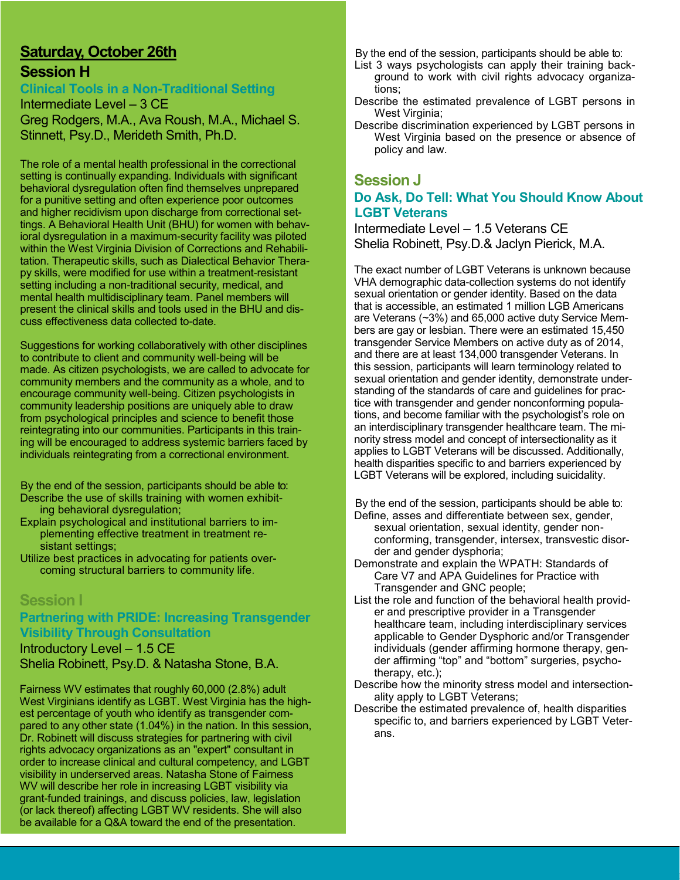## Saturday, October 26th

## Session H

### Clinical Tools in a Non-Traditional Setting

Intermediate Level – 3 CE

Greg Rodgers, M.A., Ava Roush, M.A., Michael S. Stinnett, Psy.D., Merideth Smith, Ph.D.

The role of a mental health professional in the correctional setting is continually expanding. Individuals with significant behavioral dysregulation often find themselves unprepared for a punitive setting and often experience poor outcomes and higher recidivism upon discharge from correctional settings. A Behavioral Health Unit (BHU) for women with behavioral dysregulation in a maximum-security facility was piloted within the West Virginia Division of Corrections and Rehabilitation. Therapeutic skills, such as Dialectical Behavior Therapy skills, were modified for use within a treatment-resistant setting including a non-traditional security, medical, and mental health multidisciplinary team. Panel members will present the clinical skills and tools used in the BHU and discuss effectiveness data collected to-date.

Suggestions for working collaboratively with other disciplines to contribute to client and community well-being will be made. As citizen psychologists, we are called to advocate for community members and the community as a whole, and to encourage community well-being. Citizen psychologists in community leadership positions are uniquely able to draw from psychological principles and science to benefit those reintegrating into our communities. Participants in this training will be encouraged to address systemic barriers faced by individuals reintegrating from a correctional environment.

By the end of the session, participants should be able to:

- Describe the use of skills training with women exhibiting behavioral dysregulation;
- Explain psychological and institutional barriers to implementing effective treatment in treatment resistant settings;
- Utilize best practices in advocating for patients overcoming structural barriers to community life.

## Session I

### Partnering with PRIDE: Increasing Transgender Visibility Through Consultation

Introductory Level – 1.5 CE

Shelia Robinett, Psy.D. & Natasha Stone, B.A.

Fairness WV estimates that roughly 60,000 (2.8%) adult West Virginians identify as LGBT. West Virginia has the highest percentage of youth who identify as transgender compared to any other state (1.04%) in the nation. In this session, Dr. Robinett will discuss strategies for partnering with civil rights advocacy organizations as an "expert" consultant in order to increase clinical and cultural competency, and LGBT visibility in underserved areas. Natasha Stone of Fairness WV will describe her role in increasing LGBT visibility via grant-funded trainings, and discuss policies, law, legislation (or lack thereof) affecting LGBT WV residents. She will also be available for a Q&A toward the end of the presentation.

By the end of the session, participants should be able to:

- List 3 ways psychologists can apply their training background to work with civil rights advocacy organizations;
- Describe the estimated prevalence of LGBT persons in West Virginia;
- Describe discrimination experienced by LGBT persons in West Virginia based on the presence or absence of policy and law.

## Session J

### Do Ask, Do Tell: What You Should Know About LGBT Veterans

Intermediate Level – 1.5 Veterans CE

Shelia Robinett, Psy.D.& Jaclyn Pierick, M.A.

The exact number of LGBT Veterans is unknown because VHA demographic data-collection systems do not identify sexual orientation or gender identity. Based on the data that is accessible, an estimated 1 million LGB Americans are Veterans (~3%) and 65,000 active duty Service Members are gay or lesbian. There were an estimated 15,450 transgender Service Members on active duty as of 2014, and there are at least 134,000 transgender Veterans. In this session, participants will learn terminology related to sexual orientation and gender identity, demonstrate understanding of the standards of care and guidelines for practice with transgender and gender nonconforming populations, and become familiar with the psychologist's role on an interdisciplinary transgender healthcare team. The minority stress model and concept of intersectionality as it applies to LGBT Veterans will be discussed. Additionally, health disparities specific to and barriers experienced by LGBT Veterans will be explored, including suicidality.

By the end of the session, participants should be able to:

- Define, asses and differentiate between sex, gender, sexual orientation, sexual identity, gender nonconforming, transgender, intersex, transvestic disorder and gender dysphoria;
- Demonstrate and explain the WPATH: Standards of Care V7 and APA Guidelines for Practice with Transgender and GNC people;
- List the role and function of the behavioral health provider and prescriptive provider in a Transgender healthcare team, including interdisciplinary services applicable to Gender Dysphoric and/or Transgender individuals (gender affirming hormone therapy, gender affirming "top" and "bottom" surgeries, psychotherapy, etc.);
- Describe how the minority stress model and intersectionality apply to LGBT Veterans;
- Describe the estimated prevalence of, health disparities specific to, and barriers experienced by LGBT Veterans.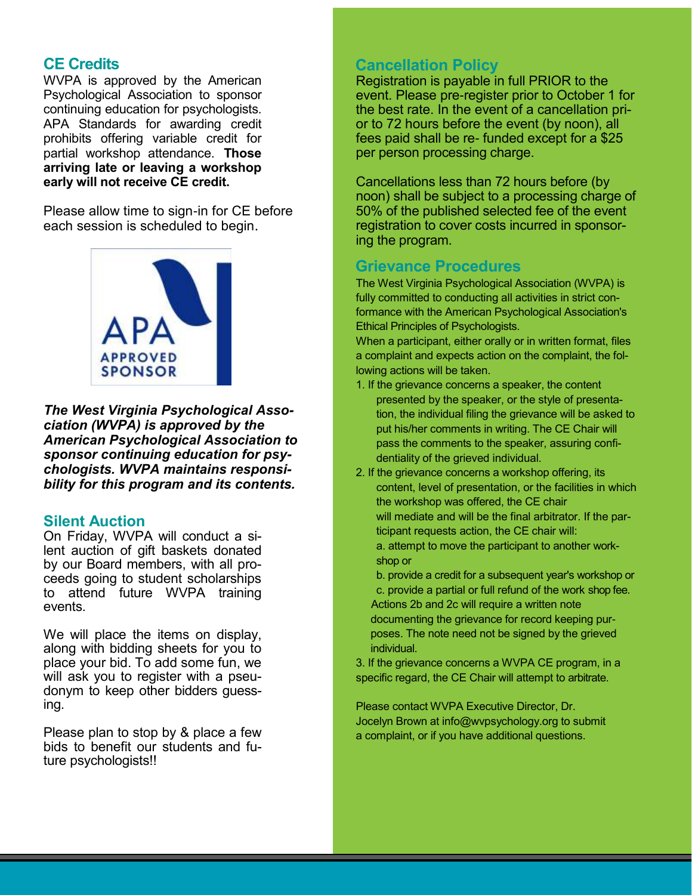## CE Credits

WVPA is approved by the American Psychological Association to sponsor continuing education for psychologists. APA Standards for awarding credit prohibits offering variable credit for partial workshop attendance. **Those arriving late or leaving a workshop early will not receive CE credit.**

Please allow time to sign-in for CE before each session is scheduled to begin.

APA APPROVED SPONSOR

***The West Virginia Psychological Association (WVPA) is approved by the American Psychological Association to sponsor continuing education for psychologists. WVPA maintains responsibility for this program and its contents.***

## Silent Auction

On Friday, WVPA will conduct a silent auction of gift baskets donated by our Board members, with all proceeds going to student scholarships to attend future WVPA training events.

We will place the items on display, along with bidding sheets for you to place your bid. To add some fun, we will ask you to register with a pseudonym to keep other bidders guessing.

Please plan to stop by & place a few bids to benefit our students and future psychologists!!

## Cancellation Policy

Registration is payable in full PRIOR to the event. Please pre-register prior to October 1 for the best rate. In the event of a cancellation prior to 72 hours before the event (by noon), all fees paid shall be re- funded except for a $25 per person processing charge.

Cancellations less than 72 hours before (by noon) shall be subject to a processing charge of 50% of the published selected fee of the event registration to cover costs incurred in sponsoring the program.

## Grievance Procedures

The West Virginia Psychological Association (WVPA) is fully committed to conducting all activities in strict conformance with the American Psychological Association's Ethical Principles of Psychologists.

When a participant, either orally or in written format, files a complaint and expects action on the complaint, the following actions will be taken.

1. If the grievance concerns a speaker, the content presented by the speaker, or the style of presentation, the individual filing the grievance will be asked to put his/her comments in writing. The CE Chair will pass the comments to the speaker, assuring confidentiality of the grieved individual.
2. If the grievance concerns a workshop offering, its content, level of presentation, or the facilities in which the workshop was offered, the CE chair will mediate and will be the final arbitrator. If the participant requests action, the CE chair will:
   a. attempt to move the participant to another workshop or
   b. provide a credit for a subsequent year's workshop or
   c. provide a partial or full refund of the work shop fee.
   
   Actions 2b and 2c will require a written note documenting the grievance for record keeping purposes. The note need not be signed by the grieved individual.
3. If the grievance concerns a WVPA CE program, in a specific regard, the CE Chair will attempt to arbitrate.

Please contact WVPA Executive Director, Dr. Jocelyn Brown at info@wvpsychology.org to submit a complaint, or if you have additional questions.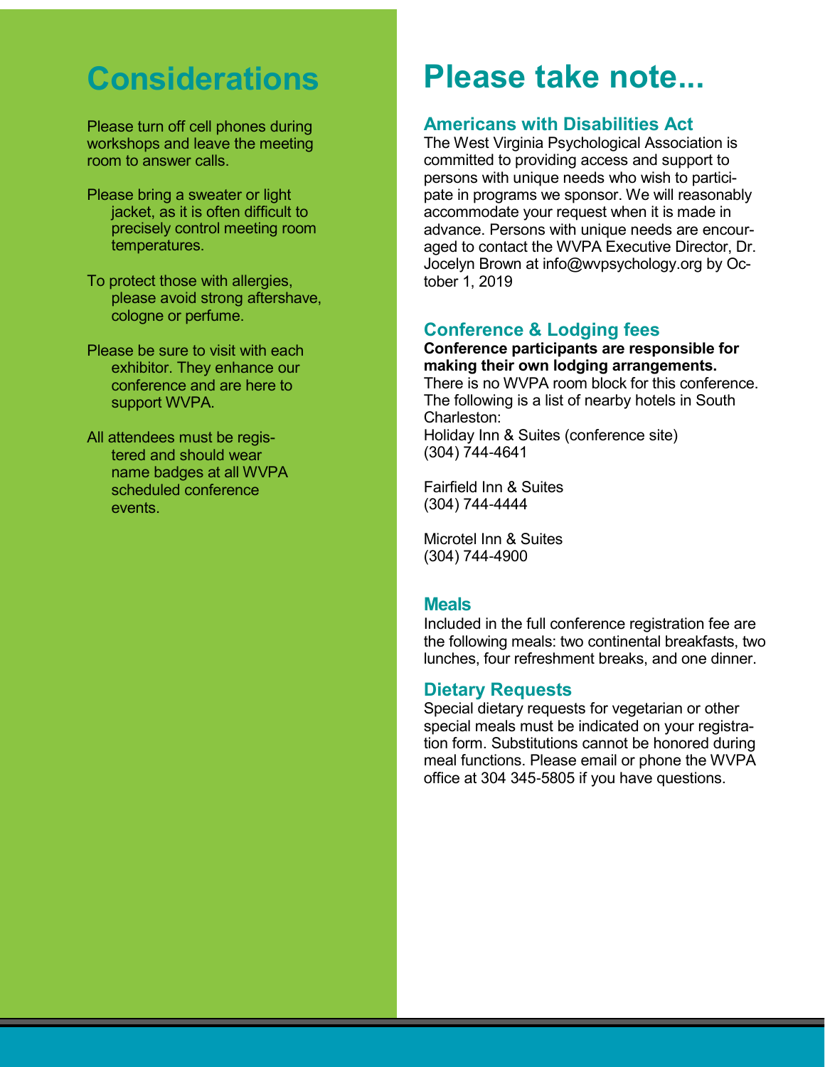# Considerations

Please turn off cell phones during workshops and leave the meeting room to answer calls.

Please bring a sweater or light jacket, as it is often difficult to precisely control meeting room temperatures.

To protect those with allergies, please avoid strong aftershave, cologne or perfume.

Please be sure to visit with each exhibitor. They enhance our conference and are here to support WVPA.

All attendees must be registered and should wear name badges at all WVPA scheduled conference events.

# Please take note...

## Americans with Disabilities Act

The West Virginia Psychological Association is committed to providing access and support to persons with unique needs who wish to participate in programs we sponsor. We will reasonably accommodate your request when it is made in advance. Persons with unique needs are encouraged to contact the WVPA Executive Director, Dr. Jocelyn Brown at info@wvpsychology.org by October 1, 2019

## Conference & Lodging fees

**Conference participants are responsible for making their own lodging arrangements.**
There is no WVPA room block for this conference. The following is a list of nearby hotels in South Charleston:

Holiday Inn & Suites (conference site)
(304) 744-4641

Fairfield Inn & Suites
(304) 744-4444

Microtel Inn & Suites
(304) 744-4900

## Meals

Included in the full conference registration fee are the following meals: two continental breakfasts, two lunches, four refreshment breaks, and one dinner.

## Dietary Requests

Special dietary requests for vegetarian or other special meals must be indicated on your registration form. Substitutions cannot be honored during meal functions. Please email or phone the WVPA office at 304 345-5805 if you have questions.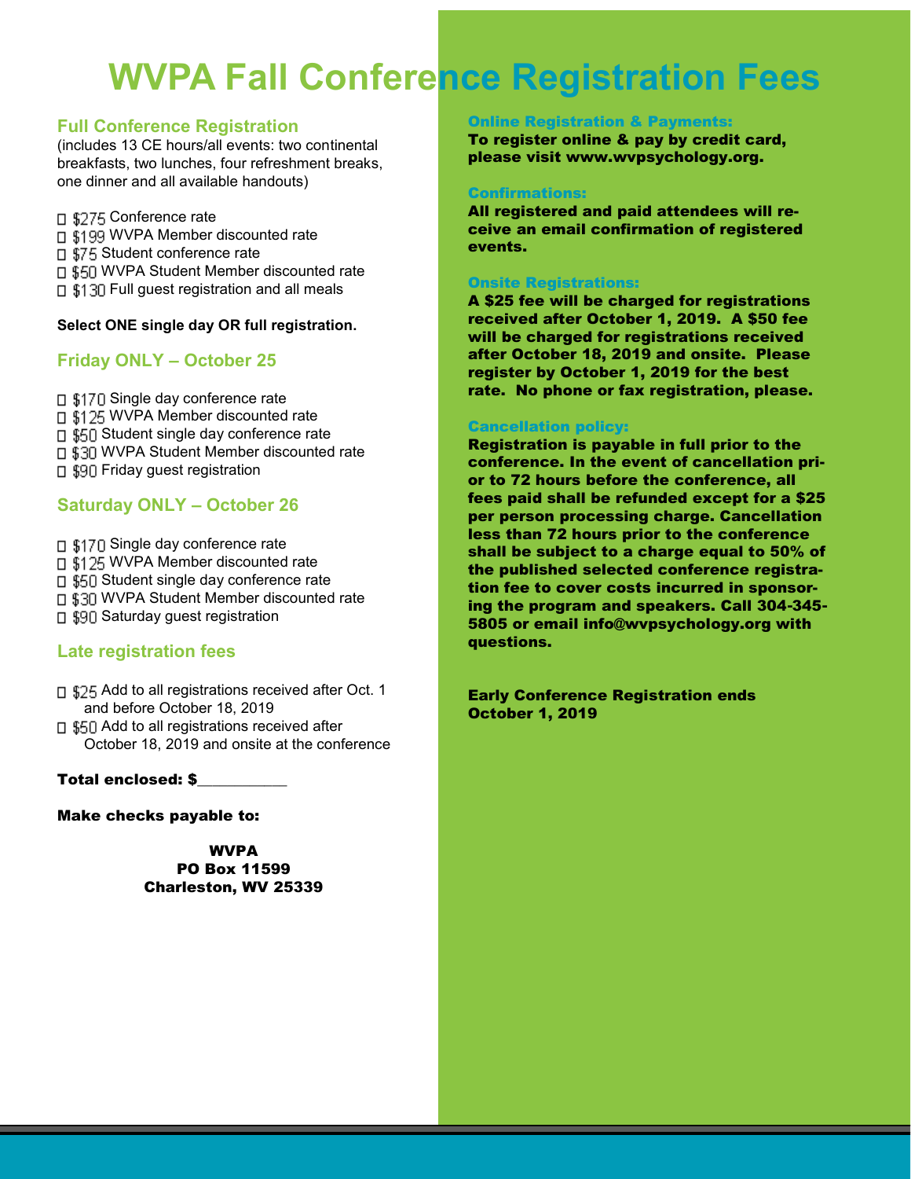# WVPA Fall Conference Registration Fees

## Full Conference Registration

(includes 13 CE hours/all events: two continental breakfasts, two lunches, four refreshment breaks, one dinner and all available handouts)

- ☐ $275 Conference rate
- ☐ $199 WVPA Member discounted rate
- ☐ $75 Student conference rate
- ☐ $50 WVPA Student Member discounted rate
- ☐ $130 Full guest registration and all meals

**Select ONE single day OR full registration.**

## Friday ONLY – October 25

- ☐ $170 Single day conference rate
- ☐ $125 WVPA Member discounted rate
- ☐ $50 Student single day conference rate
- ☐ $30 WVPA Student Member discounted rate
- ☐ $90 Friday guest registration

## Saturday ONLY – October 26

- ☐ $170 Single day conference rate
- ☐ $125 WVPA Member discounted rate
- ☐ $50 Student single day conference rate
- ☐ $30 WVPA Student Member discounted rate
- ☐ $90 Saturday guest registration

## Late registration fees

- ☐ $25 Add to all registrations received after Oct. 1 and before October 18, 2019
- ☐ $50 Add to all registrations received after October 18, 2019 and onsite at the conference

**Total enclosed: $__________**

**Make checks payable to:**

**WVPA**
**PO Box 11599**
**Charleston, WV 25339**

### Online Registration & Payments:

**To register online & pay by credit card, please visit www.wvpsychology.org.**

### Confirmations:

**All registered and paid attendees will receive an email confirmation of registered events.**

### Onsite Registrations:

**A $25 fee will be charged for registrations received after October 1, 2019. A $50 fee will be charged for registrations received after October 18, 2019 and onsite. Please register by October 1, 2019 for the best rate. No phone or fax registration, please.**

### Cancellation policy:

**Registration is payable in full prior to the conference. In the event of cancellation prior to 72 hours before the conference, all fees paid shall be refunded except for a $25 per person processing charge. Cancellation less than 72 hours prior to the conference shall be subject to a charge equal to 50% of the published selected conference registration fee to cover costs incurred in sponsoring the program and speakers. Call 304-345-5805 or email info@wvpsychology.org with questions.**

**Early Conference Registration ends October 1, 2019**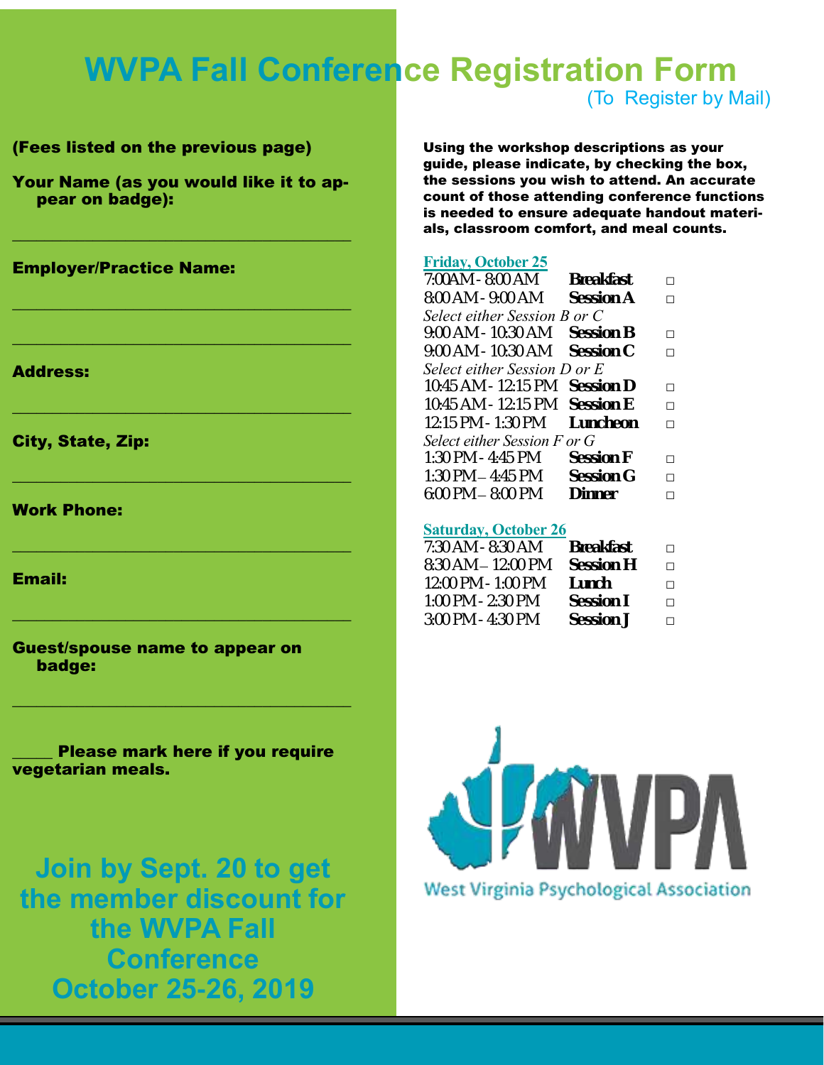# WVPA Fall Conference Registration Form

(To Register by Mail)

**(Fees listed on the previous page)**

**Your Name (as you would like it to appear on badge):**

______________________________________

**Employer/Practice Name:**

______________________________________

______________________________________

**Address:**

______________________________________

**City, State, Zip:**

______________________________________

**Work Phone:**

______________________________________

**Email:**

______________________________________

**Guest/spouse name to appear on badge:**

______________________________________

**____ Please mark here if you require vegetarian meals.**

## Join by Sept. 20 to get the member discount for the WVPA Fall Conference October 25-26, 2019

**Using the workshop descriptions as your guide, please indicate, by checking the box, the sessions you wish to attend. An accurate count of those attending conference functions is needed to ensure adequate handout materials, classroom comfort, and meal counts.**

**Friday, October 25**

| Time | Event | |
|---|---|---|
| 7:00AM - 8:00 AM | **Breakfast** | □ |
| 8:00 AM - 9:00 AM | **Session A** | □ |
| *Select either Session B or C* | | |
| 9:00 AM - 10:30 AM | **Session B** | □ |
| 9:00 AM - 10:30 AM | **Session C** | □ |
| *Select either Session D or E* | | |
| 10:45 AM - 12:15 PM | **Session D** | □ |
| 10:45 AM - 12:15 PM | **Session E** | □ |
| 12:15 PM - 1:30 PM | **Luncheon** | □ |
| *Select either Session F or G* | | |
| 1:30 PM - 4:45 PM | **Session F** | □ |
| 1:30 PM – 4:45 PM | **Session G** | □ |
| 6:00 PM – 8:00 PM | **Dinner** | □ |

**Saturday, October 26**

| Time | Event | |
|---|---|---|
| 7:30 AM - 8:30 AM | **Breakfast** | □ |
| 8:30 AM – 12:00 PM | **Session H** | □ |
| 12:00 PM - 1:00 PM | **Lunch** | □ |
| 1:00 PM - 2:30 PM | **Session I** | □ |
| 3:00 PM - 4:30 PM | **Session J** | □ |

WVPA

West Virginia Psychological Association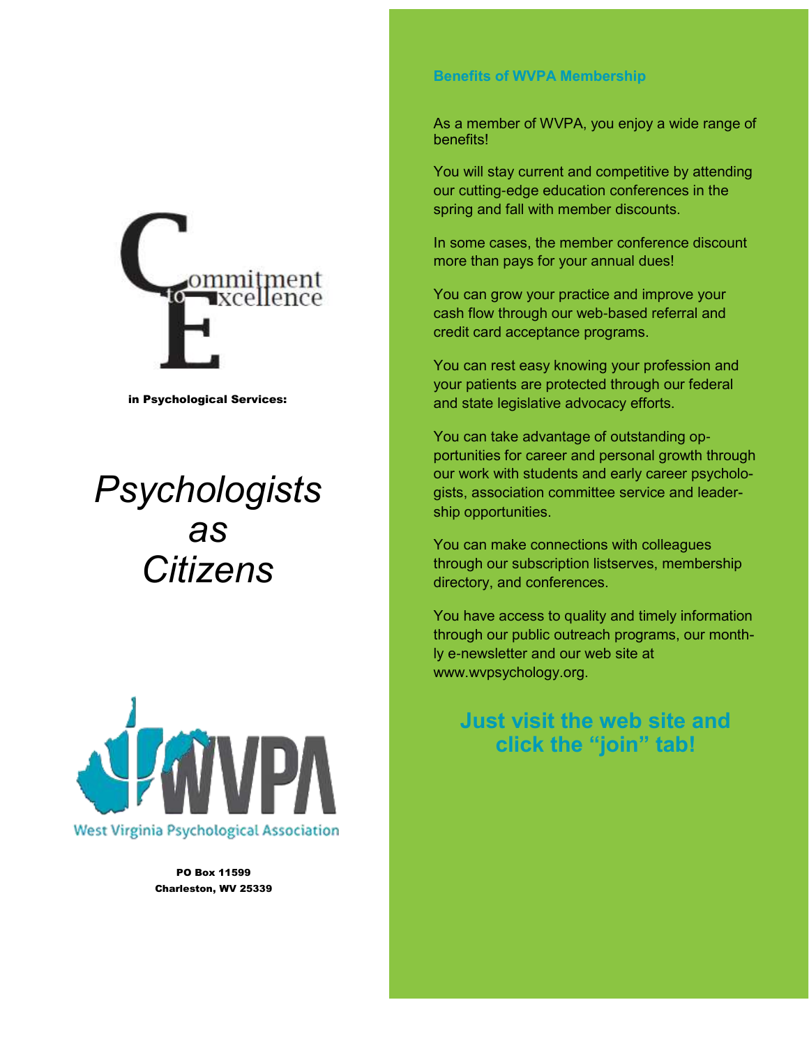Commitment to Excellence

in Psychological Services:

# *Psychologists as Citizens*

West Virginia Psychological Association

PO Box 11599
Charleston, WV 25339

### Benefits of WVPA Membership

As a member of WVPA, you enjoy a wide range of benefits!

You will stay current and competitive by attending our cutting-edge education conferences in the spring and fall with member discounts.

In some cases, the member conference discount more than pays for your annual dues!

You can grow your practice and improve your cash flow through our web-based referral and credit card acceptance programs.

You can rest easy knowing your profession and your patients are protected through our federal and state legislative advocacy efforts.

You can take advantage of outstanding opportunities for career and personal growth through our work with students and early career psychologists, association committee service and leadership opportunities.

You can make connections with colleagues through our subscription listserves, membership directory, and conferences.

You have access to quality and timely information through our public outreach programs, our monthly e-newsletter and our web site at www.wvpsychology.org.

**Just visit the web site and click the "join" tab!**